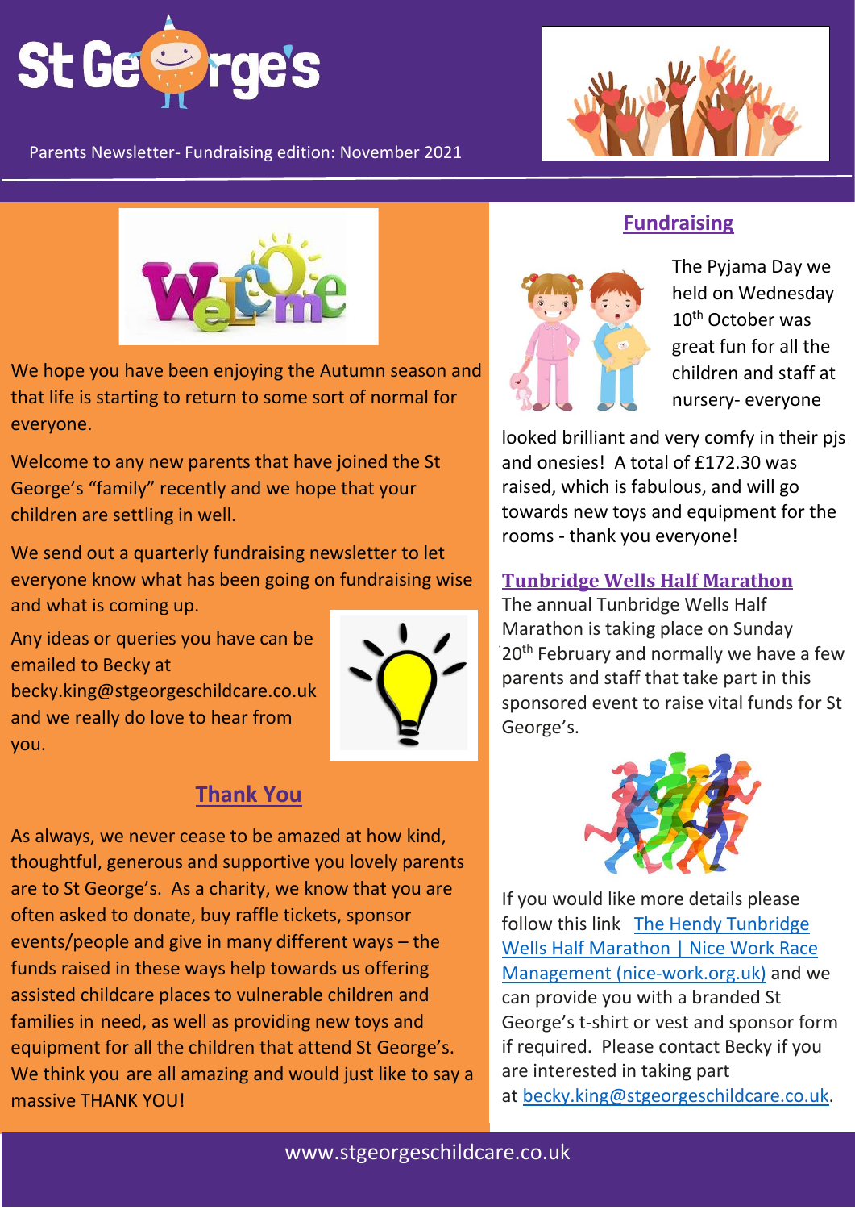# St George's

Parents Newsletter- Fundraising edition: November 2021

We hope you have been enjoying the Autumn season and that life is starting to return to some sort of normal for everyone.

Welcome to any new parents that have joined the St George's "family" recently and we hope that your children are settling in well.

We send out a quarterly fundraising newsletter to let everyone know what has been going on fundraising wise and what is coming up.

Any ideas or queries you have can be emailed to Becky at becky.king@stgeorgeschildcare.co.uk and we really do love to hear from you.

## Thank You

As always, we never cease to be amazed at how kind, thoughtful, generous and supportive you lovely parents are to St George's. As a charity, we know that you are often asked to donate, buy raffle tickets, sponsor events/people and give in many different ways – the funds raised in these ways help towards us offering assisted childcare places to vulnerable children and families in need, as well as providing new toys and equipment for all the children that attend St George's. We think you are all amazing and would just like to say a massive THANK YOU!

## Fundraising

The Pyjama Day we held on Wednesday 10th October was great fun for all the children and staff at nursery- everyone looked brilliant and very comfy in their pjs and onesies! A total of £172.30 was raised, which is fabulous, and will go towards new toys and equipment for the rooms - thank you everyone!

## Tunbridge Wells Half Marathon

The annual Tunbridge Wells Half Marathon is taking place on Sunday 20th February and normally we have a few parents and staff that take part in this sponsored event to raise vital funds for St George's.

If you would like more details please follow this link [The Hendy Tunbridge Wells Half Marathon | Nice Work Race Management (nice-work.org.uk)] and we can provide you with a branded St George's t-shirt or vest and sponsor form if required. Please contact Becky if you are interested in taking part at becky.king@stgeorgeschildcare.co.uk.

www.stgeorgeschildcare.co.uk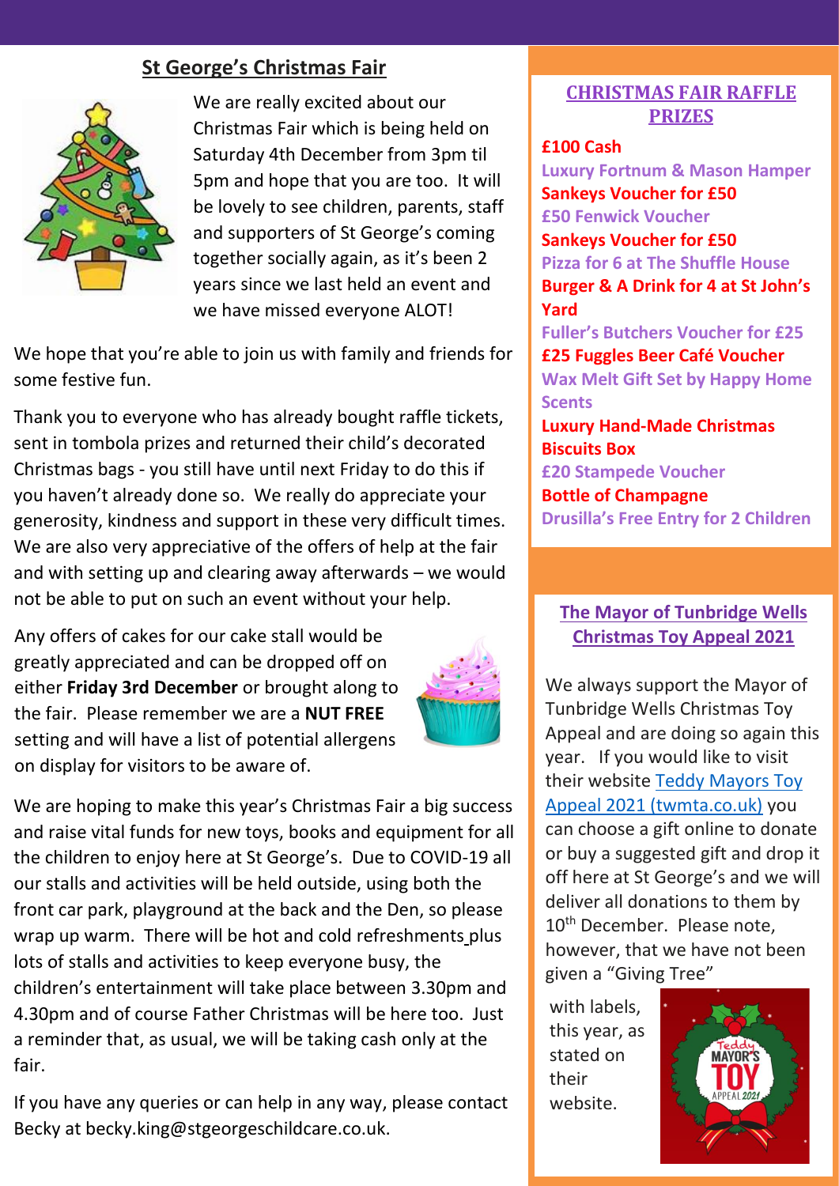## St George's Christmas Fair

We are really excited about our Christmas Fair which is being held on Saturday 4th December from 3pm til 5pm and hope that you are too. It will be lovely to see children, parents, staff and supporters of St George's coming together socially again, as it's been 2 years since we last held an event and we have missed everyone ALOT!

We hope that you're able to join us with family and friends for some festive fun.

Thank you to everyone who has already bought raffle tickets, sent in tombola prizes and returned their child's decorated Christmas bags - you still have until next Friday to do this if you haven't already done so. We really do appreciate your generosity, kindness and support in these very difficult times. We are also very appreciative of the offers of help at the fair and with setting up and clearing away afterwards – we would not be able to put on such an event without your help.

Any offers of cakes for our cake stall would be greatly appreciated and can be dropped off on either **Friday 3rd December** or brought along to the fair. Please remember we are a **NUT FREE** setting and will have a list of potential allergens on display for visitors to be aware of.

We are hoping to make this year's Christmas Fair a big success and raise vital funds for new toys, books and equipment for all the children to enjoy here at St George's. Due to COVID-19 all our stalls and activities will be held outside, using both the front car park, playground at the back and the Den, so please wrap up warm. There will be hot and cold refreshments plus lots of stalls and activities to keep everyone busy, the children's entertainment will take place between 3.30pm and 4.30pm and of course Father Christmas will be here too. Just a reminder that, as usual, we will be taking cash only at the fair.

If you have any queries or can help in any way, please contact Becky at becky.king@stgeorgeschildcare.co.uk.

## CHRISTMAS FAIR RAFFLE PRIZES

**£100 Cash**
**Luxury Fortnum & Mason Hamper**
**Sankeys Voucher for £50**
**£50 Fenwick Voucher**
**Sankeys Voucher for £50**
**Pizza for 6 at The Shuffle House**
**Burger & A Drink for 4 at St John's Yard**
**Fuller's Butchers Voucher for £25**
**£25 Fuggles Beer Café Voucher**
**Wax Melt Gift Set by Happy Home Scents**
**Luxury Hand-Made Christmas Biscuits Box**
**£20 Stampede Voucher**
**Bottle of Champagne**
**Drusilla's Free Entry for 2 Children**

## The Mayor of Tunbridge Wells Christmas Toy Appeal 2021

We always support the Mayor of Tunbridge Wells Christmas Toy Appeal and are doing so again this year. If you would like to visit their website Teddy Mayors Toy Appeal 2021 (twmta.co.uk) you can choose a gift online to donate or buy a suggested gift and drop it off here at St George's and we will deliver all donations to them by 10th December. Please note, however, that we have not been given a "Giving Tree" with labels, this year, as stated on their website.